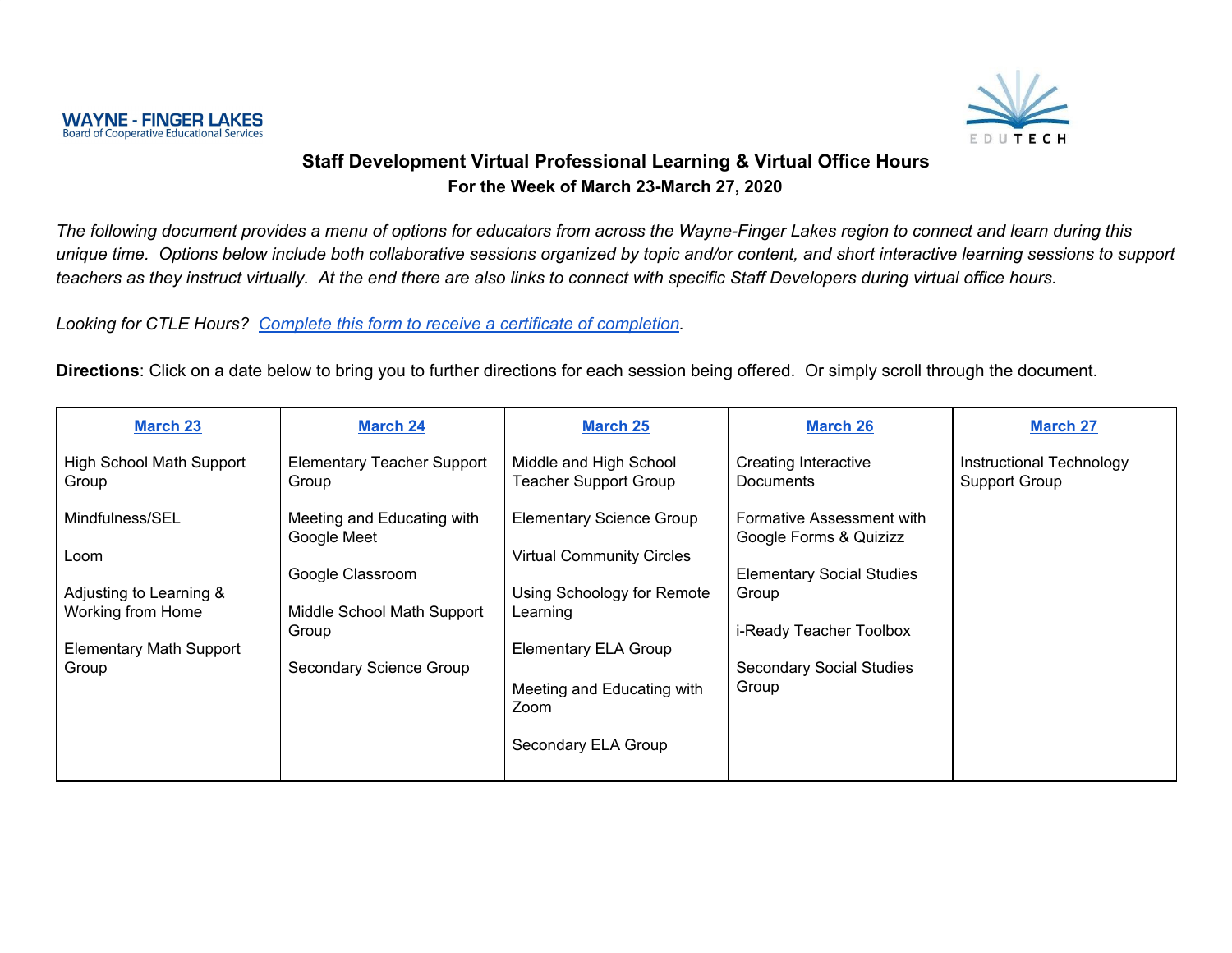WAYNE - FINGER LAKES
Board of Cooperative Educational Services

EDUTECH

# Staff Development Virtual Professional Learning & Virtual Office Hours

## For the Week of March 23-March 27, 2020

*The following document provides a menu of options for educators from across the Wayne-Finger Lakes region to connect and learn during this unique time. Options below include both collaborative sessions organized by topic and/or content, and short interactive learning sessions to support teachers as they instruct virtually. At the end there are also links to connect with specific Staff Developers during virtual office hours.*

*Looking for CTLE Hours? [Complete this form to receive a certificate of completion](#).*

**Directions**: Click on a date below to bring you to further directions for each session being offered. Or simply scroll through the document.

| [March 23](#) | [March 24](#) | [March 25](#) | [March 26](#) | [March 27](#) |
|---|---|---|---|---|
| High School Math Support Group<br><br>Mindfulness/SEL<br><br>Loom<br><br>Adjusting to Learning & Working from Home<br><br>Elementary Math Support Group | Elementary Teacher Support Group<br><br>Meeting and Educating with Google Meet<br><br>Google Classroom<br><br>Middle School Math Support Group<br><br>Secondary Science Group | Middle and High School Teacher Support Group<br><br>Elementary Science Group<br><br>Virtual Community Circles<br><br>Using Schoology for Remote Learning<br><br>Elementary ELA Group<br><br>Meeting and Educating with Zoom<br><br>Secondary ELA Group | Creating Interactive Documents<br><br>Formative Assessment with Google Forms & Quizizz<br><br>Elementary Social Studies Group<br><br>i-Ready Teacher Toolbox<br><br>Secondary Social Studies Group | Instructional Technology Support Group |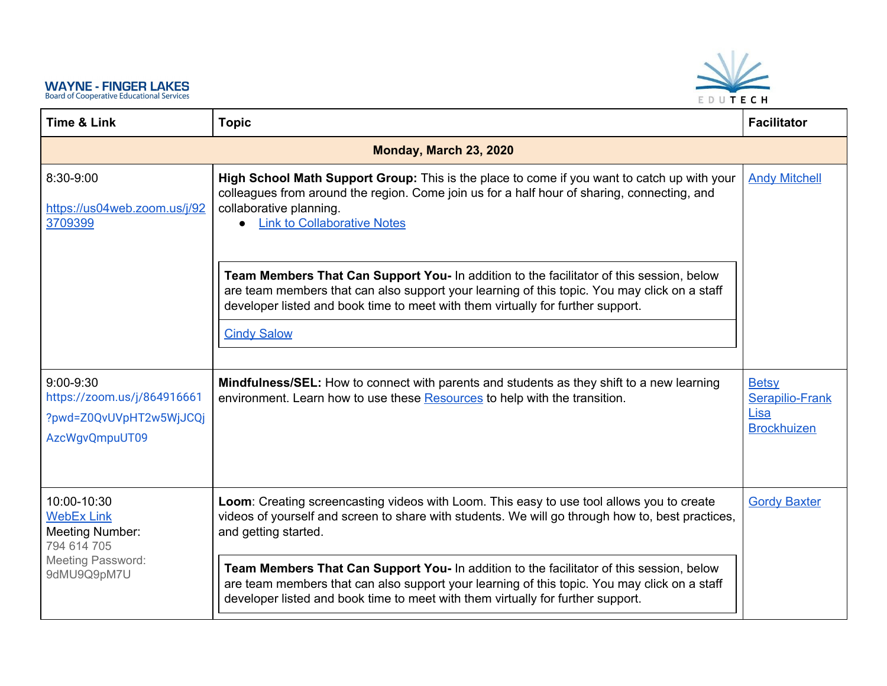**WAYNE - FINGER LAKES**
Board of Cooperative Educational Services

EDUTECH

| Time & Link | Topic | Facilitator |
|---|---|---|
| **Monday, March 23, 2020** | | |
| 8:30-9:00<br><br>https://us04web.zoom.us/j/923709399 | **High School Math Support Group:** This is the place to come if you want to catch up with your colleagues from around the region. Come join us for a half hour of sharing, connecting, and collaborative planning.<br>• Link to Collaborative Notes<br><br>**Team Members That Can Support You-** In addition to the facilitator of this session, below are team members that can also support your learning of this topic. You may click on a staff developer listed and book time to meet with them virtually for further support.<br><br>Cindy Salow | Andy Mitchell |
| 9:00-9:30<br>https://zoom.us/j/864916661?pwd=Z0QvUVpHT2w5WjJCQjAzcWgvQmpuUT09 | **Mindfulness/SEL:** How to connect with parents and students as they shift to a new learning environment. Learn how to use these Resources to help with the transition. | Betsy Serapilio-Frank<br>Lisa Brockhuizen |
| 10:00-10:30<br>WebEx Link<br>Meeting Number:<br>794 614 705<br>Meeting Password:<br>9dMU9Q9pM7U | **Loom**: Creating screencasting videos with Loom. This easy to use tool allows you to create videos of yourself and screen to share with students. We will go through how to, best practices, and getting started.<br><br>**Team Members That Can Support You-** In addition to the facilitator of this session, below are team members that can also support your learning of this topic. You may click on a staff developer listed and book time to meet with them virtually for further support. | Gordy Baxter |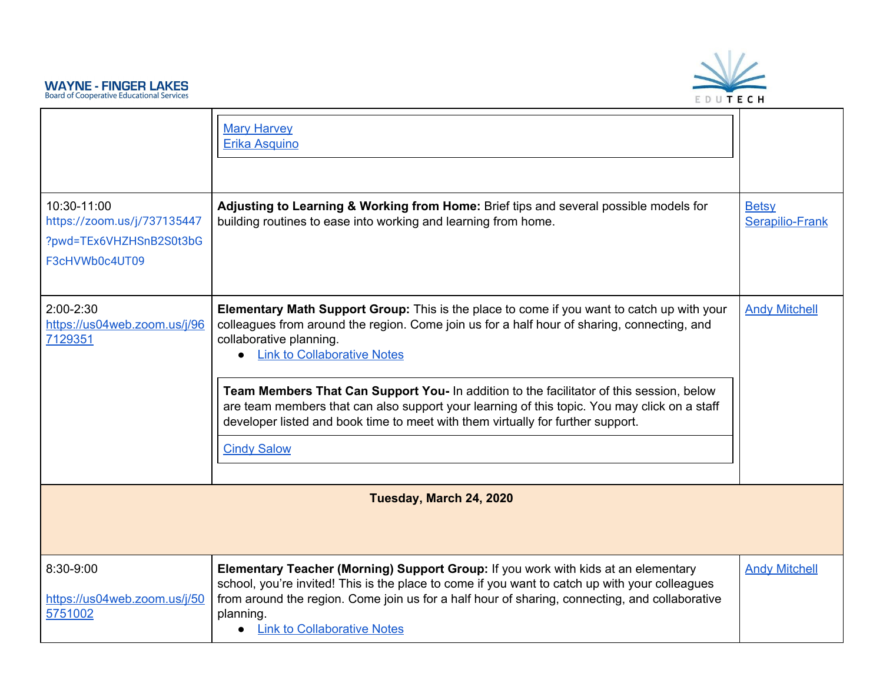| | | |
|---|---|---|
| | Mary Harvey<br>Erika Asquino | |
| 10:30-11:00<br>https://zoom.us/j/737135447?pwd=TEx6VHZHSnB2S0t3bGF3cHVWb0c4UT09 | **Adjusting to Learning & Working from Home:** Brief tips and several possible models for building routines to ease into working and learning from home. | Betsy Serapilio-Frank |
| 2:00-2:30<br>https://us04web.zoom.us/j/967129351 | **Elementary Math Support Group:** This is the place to come if you want to catch up with your colleagues from around the region. Come join us for a half hour of sharing, connecting, and collaborative planning.<br>• Link to Collaborative Notes<br><br>**Team Members That Can Support You-** In addition to the facilitator of this session, below are team members that can also support your learning of this topic. You may click on a staff developer listed and book time to meet with them virtually for further support.<br><br>Cindy Salow | Andy Mitchell |
| **Tuesday, March 24, 2020** | | |
| 8:30-9:00<br>https://us04web.zoom.us/j/505751002 | **Elementary Teacher (Morning) Support Group:** If you work with kids at an elementary school, you're invited! This is the place to come if you want to catch up with your colleagues from around the region. Come join us for a half hour of sharing, connecting, and collaborative planning.<br>• Link to Collaborative Notes | Andy Mitchell |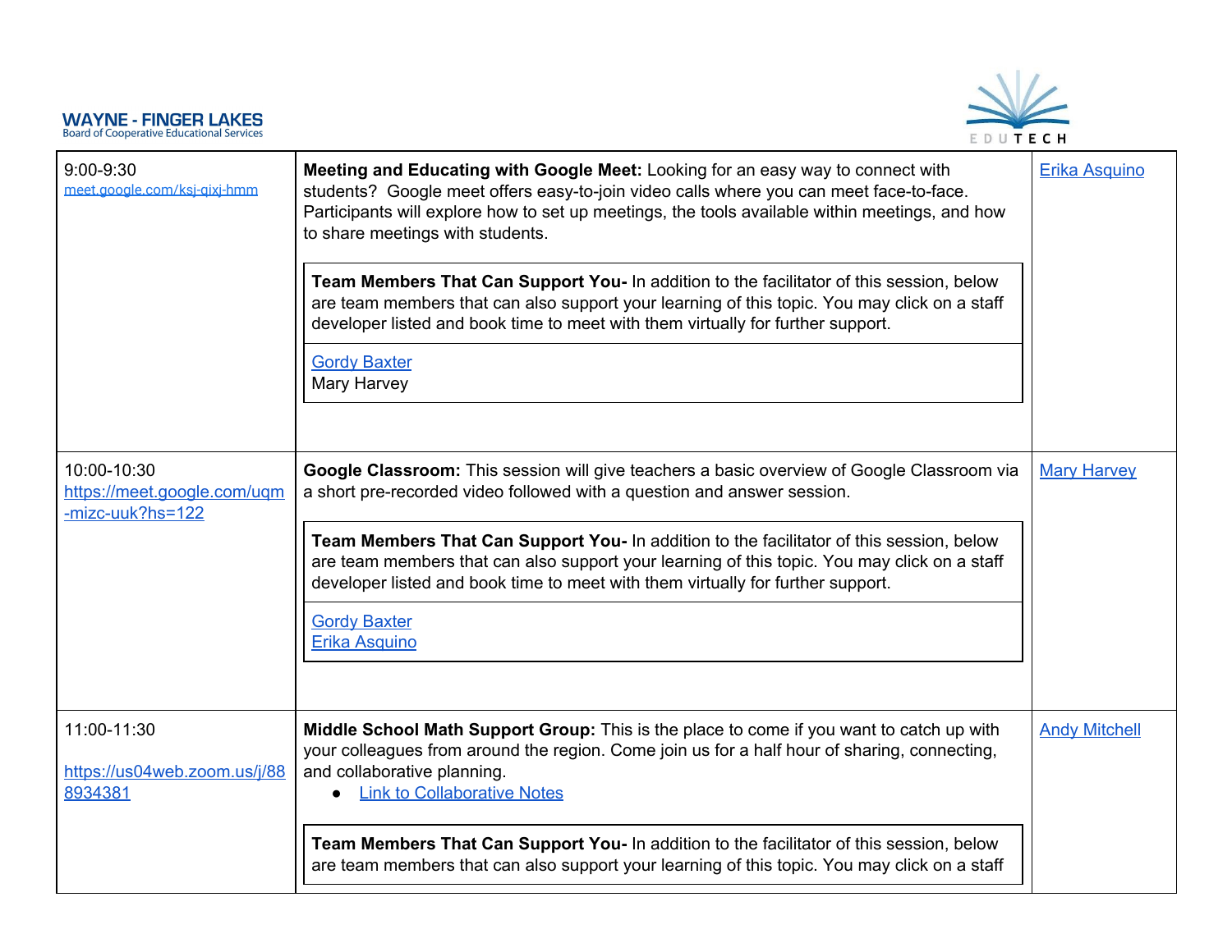**WAYNE - FINGER LAKES**
Board of Cooperative Educational Services

EDUTECH

| | | |
|---|---|---|
| 9:00-9:30<br>meet.google.com/ksj-qixj-hmm | **Meeting and Educating with Google Meet:** Looking for an easy way to connect with students? Google meet offers easy-to-join video calls where you can meet face-to-face. Participants will explore how to set up meetings, the tools available within meetings, and how to share meetings with students.<br><br>**Team Members That Can Support You-** In addition to the facilitator of this session, below are team members that can also support your learning of this topic. You may click on a staff developer listed and book time to meet with them virtually for further support.<br><br>Gordy Baxter<br>Mary Harvey | Erika Asquino |
| 10:00-10:30<br>https://meet.google.com/uqm-mizc-uuk?hs=122 | **Google Classroom:** This session will give teachers a basic overview of Google Classroom via a short pre-recorded video followed with a question and answer session.<br><br>**Team Members That Can Support You-** In addition to the facilitator of this session, below are team members that can also support your learning of this topic. You may click on a staff developer listed and book time to meet with them virtually for further support.<br><br>Gordy Baxter<br>Erika Asquino | Mary Harvey |
| 11:00-11:30<br><br>https://us04web.zoom.us/j/888934381 | **Middle School Math Support Group:** This is the place to come if you want to catch up with your colleagues from around the region. Come join us for a half hour of sharing, connecting, and collaborative planning.<br>● Link to Collaborative Notes<br><br>**Team Members That Can Support You-** In addition to the facilitator of this session, below are team members that can also support your learning of this topic. You may click on a staff | Andy Mitchell |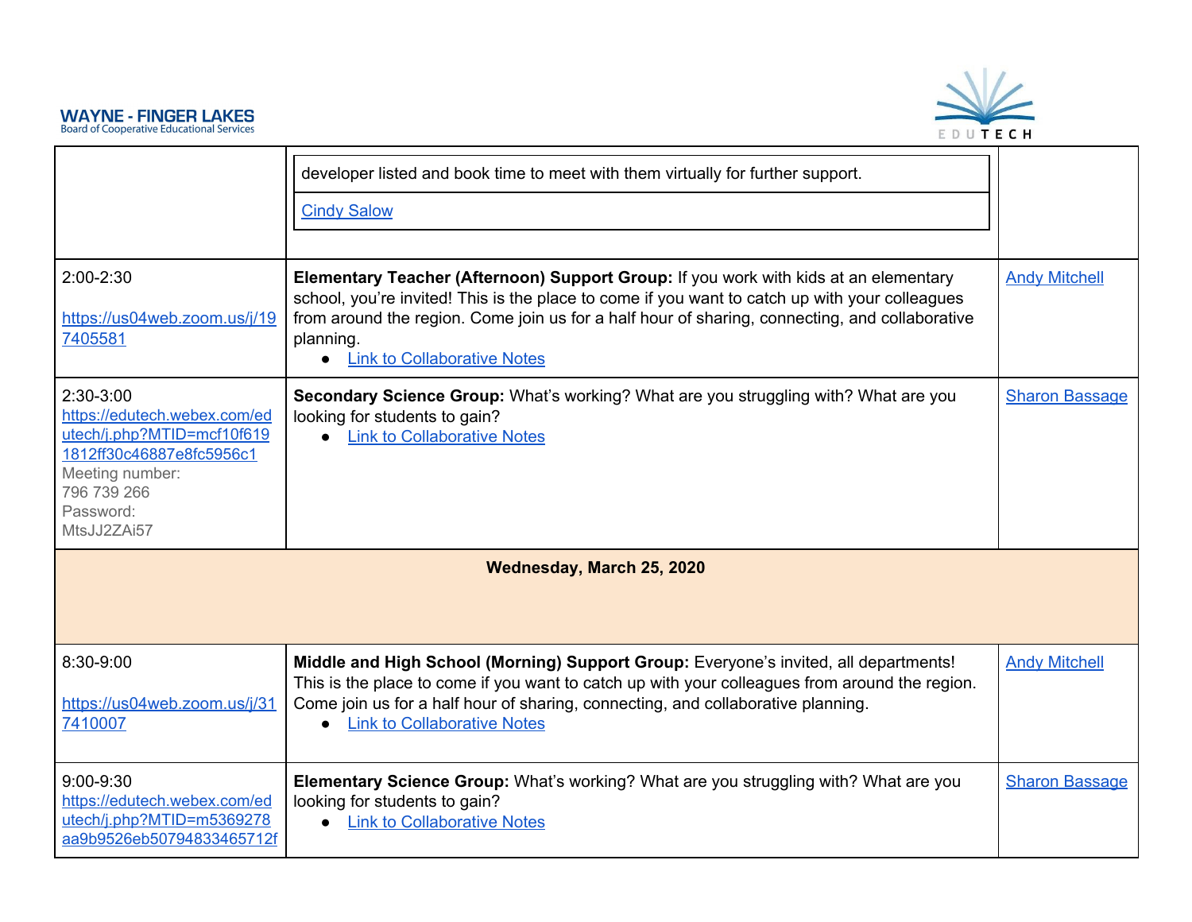| | | |
|---|---|---|
| | developer listed and book time to meet with them virtually for further support.<br><br>Cindy Salow | |
| 2:00-2:30<br><br>https://us04web.zoom.us/j/197405581 | **Elementary Teacher (Afternoon) Support Group:** If you work with kids at an elementary school, you're invited! This is the place to come if you want to catch up with your colleagues from around the region. Come join us for a half hour of sharing, connecting, and collaborative planning.<br>• Link to Collaborative Notes | Andy Mitchell |
| 2:30-3:00<br>https://edutech.webex.com/edutech/j.php?MTID=mcf10f6191812ff30c46887e8fc5956c1<br>Meeting number:<br>796 739 266<br>Password:<br>MtsJJ2ZAi57 | **Secondary Science Group:** What's working? What are you struggling with? What are you looking for students to gain?<br>• Link to Collaborative Notes | Sharon Bassage |
| **Wednesday, March 25, 2020** | | |
| 8:30-9:00<br><br>https://us04web.zoom.us/j/317410007 | **Middle and High School (Morning) Support Group:** Everyone's invited, all departments! This is the place to come if you want to catch up with your colleagues from around the region. Come join us for a half hour of sharing, connecting, and collaborative planning.<br>• Link to Collaborative Notes | Andy Mitchell |
| 9:00-9:30<br>https://edutech.webex.com/edutech/j.php?MTID=m5369278aa9b9526eb50794833465712f | **Elementary Science Group:** What's working? What are you struggling with? What are you looking for students to gain?<br>• Link to Collaborative Notes | Sharon Bassage |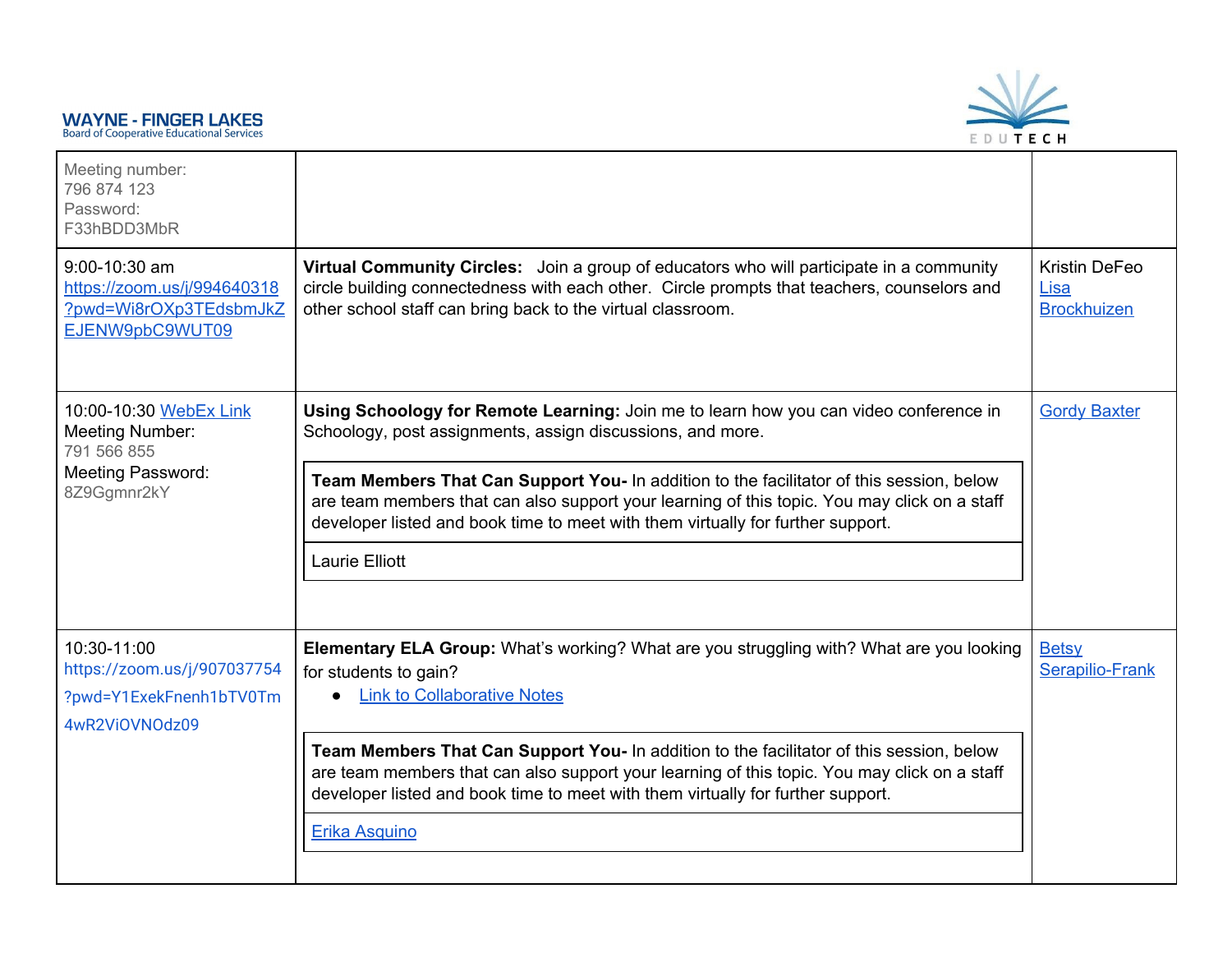| | | |
|---|---|---|
| Meeting number: 796 874 123<br>Password: F33hBDD3MbR | | |
| 9:00-10:30 am<br>https://zoom.us/j/994640318?pwd=Wi8rOXp3TEdsbmJkZEJENW9pbC9WUT09 | **Virtual Community Circles:** Join a group of educators who will participate in a community circle building connectedness with each other. Circle prompts that teachers, counselors and other school staff can bring back to the virtual classroom. | Kristin DeFeo<br>Lisa Brockhuizen |
| 10:00-10:30 WebEx Link<br>Meeting Number: 791 566 855<br>Meeting Password: 8Z9Ggmnr2kY | **Using Schoology for Remote Learning:** Join me to learn how you can video conference in Schoology, post assignments, assign discussions, and more.<br><br>**Team Members That Can Support You-** In addition to the facilitator of this session, below are team members that can also support your learning of this topic. You may click on a staff developer listed and book time to meet with them virtually for further support.<br><br>Laurie Elliott | Gordy Baxter |
| 10:30-11:00<br>https://zoom.us/j/907037754?pwd=Y1ExekFnenh1bTV0Tm4wR2ViOVNOdz09 | **Elementary ELA Group:** What's working? What are you struggling with? What are you looking for students to gain?<br>• Link to Collaborative Notes<br><br>**Team Members That Can Support You-** In addition to the facilitator of this session, below are team members that can also support your learning of this topic. You may click on a staff developer listed and book time to meet with them virtually for further support.<br><br>Erika Asquino | Betsy Serapilio-Frank |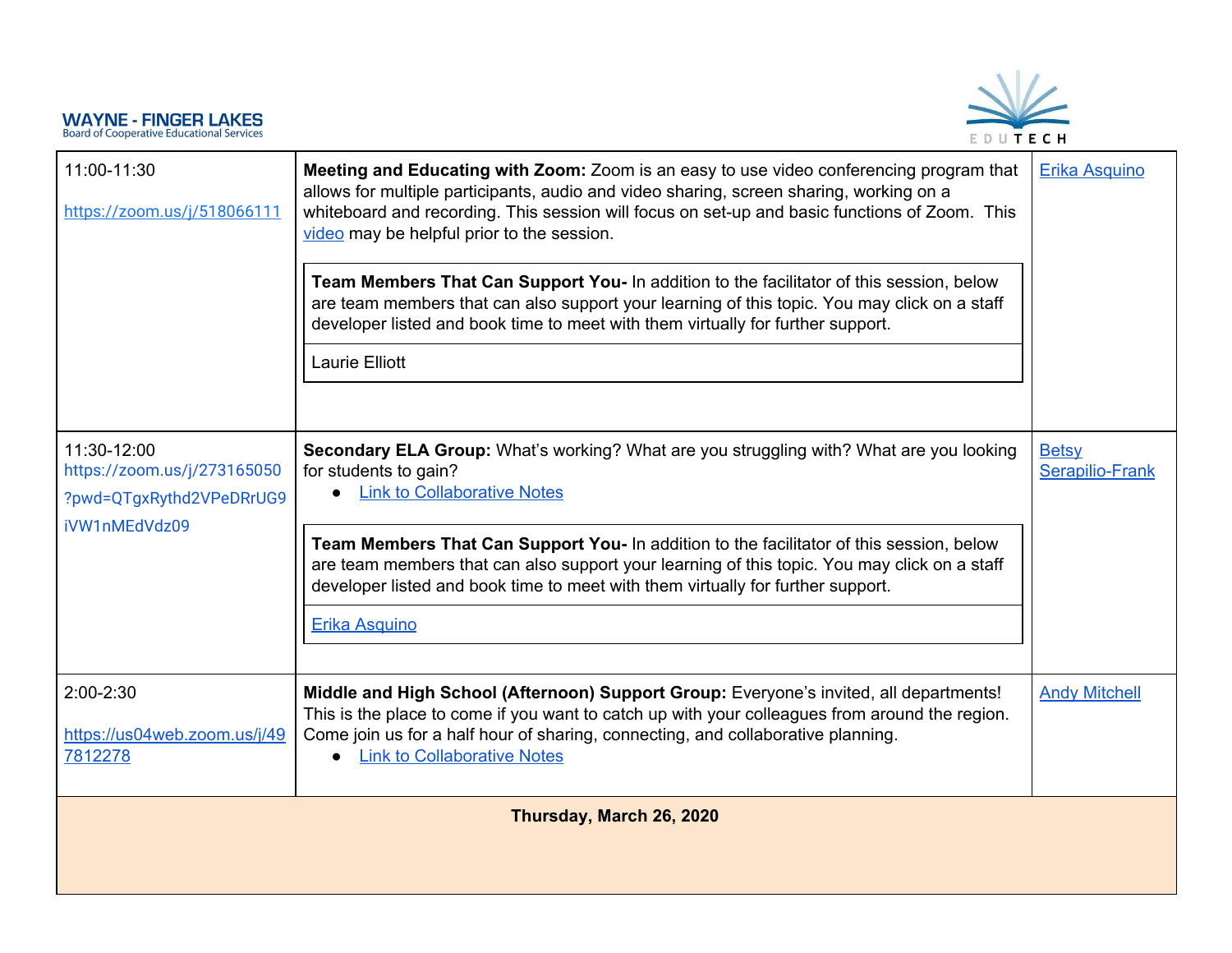| | | |
|---|---|---|
| 11:00-11:30<br><br>https://zoom.us/j/518066111 | **Meeting and Educating with Zoom:** Zoom is an easy to use video conferencing program that allows for multiple participants, audio and video sharing, screen sharing, working on a whiteboard and recording. This session will focus on set-up and basic functions of Zoom. This video may be helpful prior to the session.<br><br>**Team Members That Can Support You-** In addition to the facilitator of this session, below are team members that can also support your learning of this topic. You may click on a staff developer listed and book time to meet with them virtually for further support.<br><br>Laurie Elliott | Erika Asquino |
| 11:30-12:00<br>https://zoom.us/j/273165050?pwd=QTgxRythd2VPeDRrUG9iVW1nMEdVdz09 | **Secondary ELA Group:** What's working? What are you struggling with? What are you looking for students to gain?<br>• Link to Collaborative Notes<br><br>**Team Members That Can Support You-** In addition to the facilitator of this session, below are team members that can also support your learning of this topic. You may click on a staff developer listed and book time to meet with them virtually for further support.<br><br>Erika Asquino | Betsy Serapilio-Frank |
| 2:00-2:30<br><br>https://us04web.zoom.us/j/497812278 | **Middle and High School (Afternoon) Support Group:** Everyone's invited, all departments! This is the place to come if you want to catch up with your colleagues from around the region. Come join us for a half hour of sharing, connecting, and collaborative planning.<br>• Link to Collaborative Notes | Andy Mitchell |
| **Thursday, March 26, 2020** | | |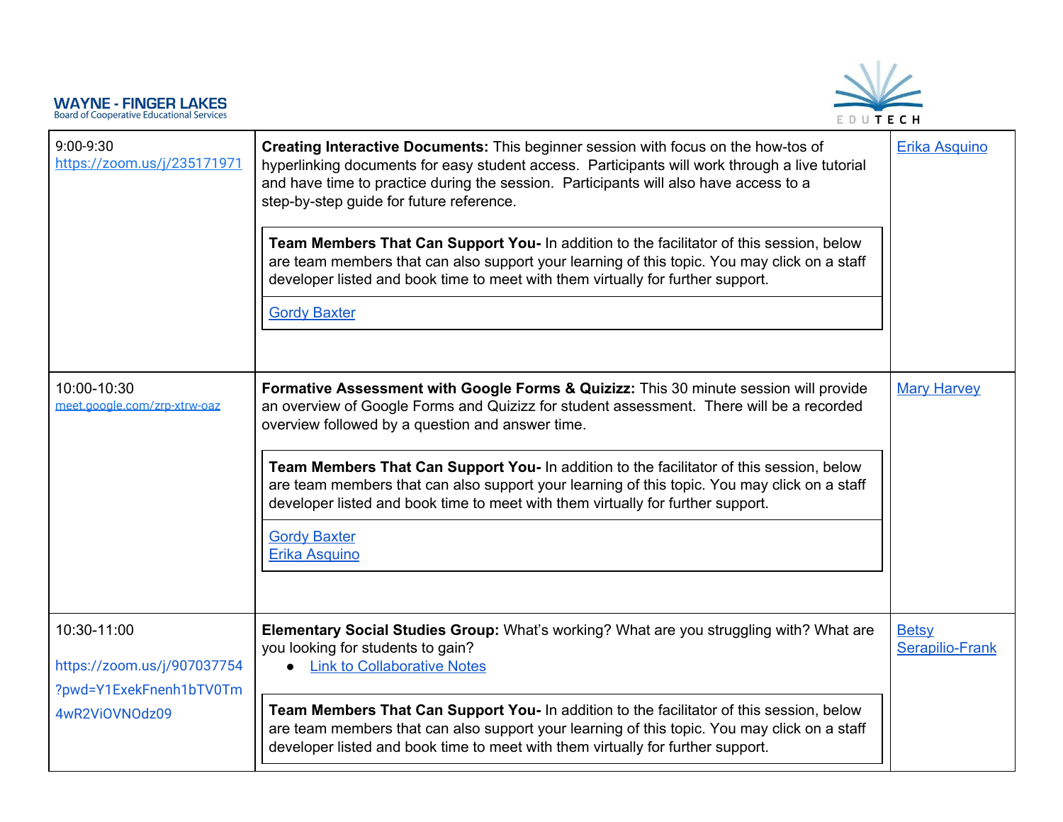| | | |
|---|---|---|
| 9:00-9:30<br>https://zoom.us/j/235171971 | **Creating Interactive Documents:** This beginner session with focus on the how-tos of hyperlinking documents for easy student access. Participants will work through a live tutorial and have time to practice during the session. Participants will also have access to a step-by-step guide for future reference.<br><br>**Team Members That Can Support You-** In addition to the facilitator of this session, below are team members that can also support your learning of this topic. You may click on a staff developer listed and book time to meet with them virtually for further support.<br><br>Gordy Baxter | Erika Asquino |
| 10:00-10:30<br>meet.google.com/zrp-xtrw-oaz | **Formative Assessment with Google Forms & Quizizz:** This 30 minute session will provide an overview of Google Forms and Quizizz for student assessment. There will be a recorded overview followed by a question and answer time.<br><br>**Team Members That Can Support You-** In addition to the facilitator of this session, below are team members that can also support your learning of this topic. You may click on a staff developer listed and book time to meet with them virtually for further support.<br><br>Gordy Baxter<br>Erika Asquino | Mary Harvey |
| 10:30-11:00<br>https://zoom.us/j/907037754?pwd=Y1ExekFnenh1bTV0Tm4wR2ViOVNOdz09 | **Elementary Social Studies Group:** What's working? What are you struggling with? What are you looking for students to gain?<br>• Link to Collaborative Notes<br><br>**Team Members That Can Support You-** In addition to the facilitator of this session, below are team members that can also support your learning of this topic. You may click on a staff developer listed and book time to meet with them virtually for further support. | Betsy Serapilio-Frank |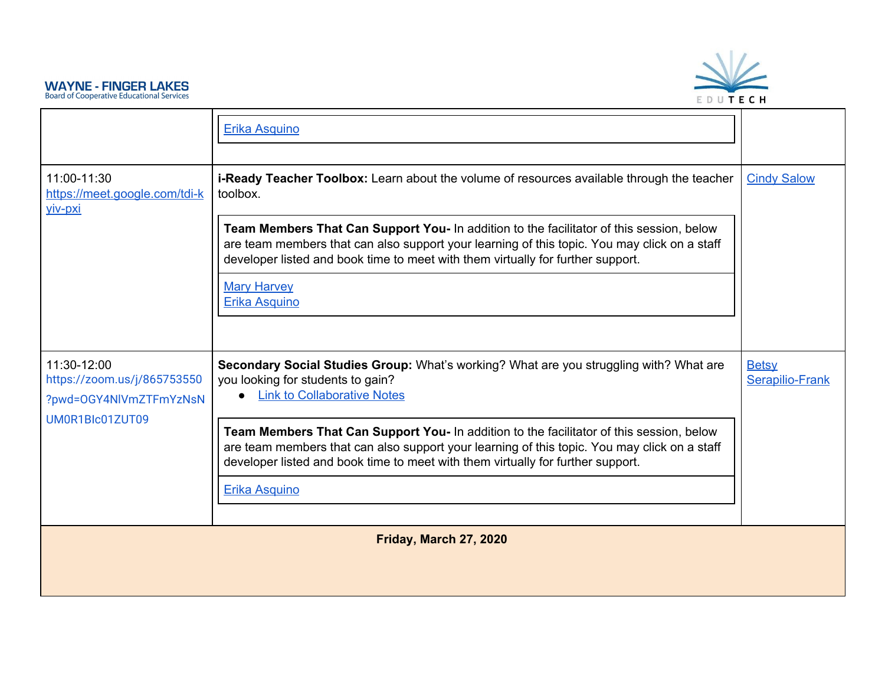| | | |
|---|---|---|
| | Erika Asquino | |
| 11:00-11:30 https://meet.google.com/tdi-kyiv-pxi | **i-Ready Teacher Toolbox:** Learn about the volume of resources available through the teacher toolbox.<br><br>**Team Members That Can Support You-** In addition to the facilitator of this session, below are team members that can also support your learning of this topic. You may click on a staff developer listed and book time to meet with them virtually for further support.<br><br>Mary Harvey<br>Erika Asquino | Cindy Salow |
| 11:30-12:00 https://zoom.us/j/865753550?pwd=OGY4NlVmZTFmYzNsNUM0R1BIc01ZUT09 | **Secondary Social Studies Group:** What's working? What are you struggling with? What are you looking for students to gain?<br>• Link to Collaborative Notes<br><br>**Team Members That Can Support You-** In addition to the facilitator of this session, below are team members that can also support your learning of this topic. You may click on a staff developer listed and book time to meet with them virtually for further support.<br><br>Erika Asquino | Betsy Serapilio-Frank |
| **Friday, March 27, 2020** | | |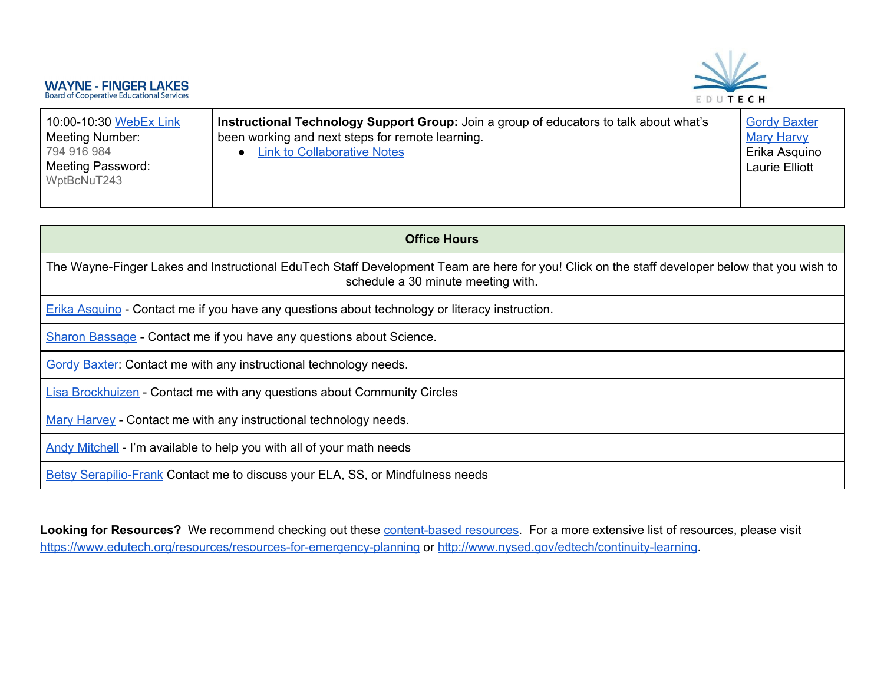WAYNE - FINGER LAKES
Board of Cooperative Educational Services

EDUTECH

| | | |
|---|---|---|
| 10:00-10:30 WebEx Link<br>Meeting Number:<br>794 916 984<br>Meeting Password:<br>WptBcNuT243 | **Instructional Technology Support Group:** Join a group of educators to talk about what's been working and next steps for remote learning.<br>● Link to Collaborative Notes | Gordy Baxter<br>Mary Harvy<br>Erika Asquino<br>Laurie Elliott |

| **Office Hours** |
|---|
| The Wayne-Finger Lakes and Instructional EduTech Staff Development Team are here for you! Click on the staff developer below that you wish to schedule a 30 minute meeting with. |
| Erika Asquino - Contact me if you have any questions about technology or literacy instruction. |
| Sharon Bassage - Contact me if you have any questions about Science. |
| Gordy Baxter: Contact me with any instructional technology needs. |
| Lisa Brockhuizen - Contact me with any questions about Community Circles |
| Mary Harvey - Contact me with any instructional technology needs. |
| Andy Mitchell - I'm available to help you with all of your math needs |
| Betsy Serapilio-Frank Contact me to discuss your ELA, SS, or Mindfulness needs |

**Looking for Resources?** We recommend checking out these content-based resources. For a more extensive list of resources, please visit https://www.edutech.org/resources/resources-for-emergency-planning or http://www.nysed.gov/edtech/continuity-learning.